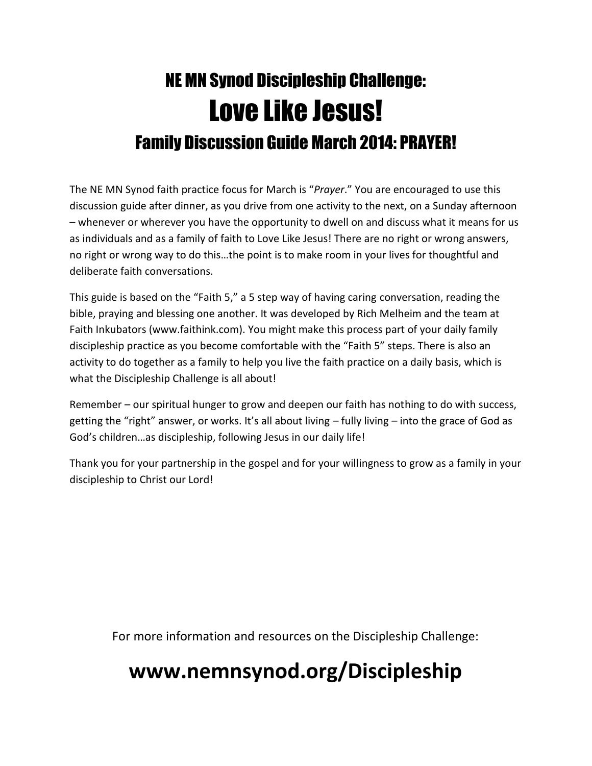# NE MN Synod Discipleship Challenge:

# Love Like Jesus!

## Family Discussion Guide March 2014: PRAYER!

The NE MN Synod faith practice focus for March is "*Prayer*." You are encouraged to use this discussion guide after dinner, as you drive from one activity to the next, on a Sunday afternoon – whenever or wherever you have the opportunity to dwell on and discuss what it means for us as individuals and as a family of faith to Love Like Jesus! There are no right or wrong answers, no right or wrong way to do this…the point is to make room in your lives for thoughtful and deliberate faith conversations.

This guide is based on the "Faith 5," a 5 step way of having caring conversation, reading the bible, praying and blessing one another. It was developed by Rich Melheim and the team at Faith Inkubators (www.faithink.com). You might make this process part of your daily family discipleship practice as you become comfortable with the "Faith 5" steps. There is also an activity to do together as a family to help you live the faith practice on a daily basis, which is what the Discipleship Challenge is all about!

Remember – our spiritual hunger to grow and deepen our faith has nothing to do with success, getting the "right" answer, or works. It's all about living – fully living – into the grace of God as God's children…as discipleship, following Jesus in our daily life!

Thank you for your partnership in the gospel and for your willingness to grow as a family in your discipleship to Christ our Lord!

For more information and resources on the Discipleship Challenge:

**www.nemnsynod.org/Discipleship**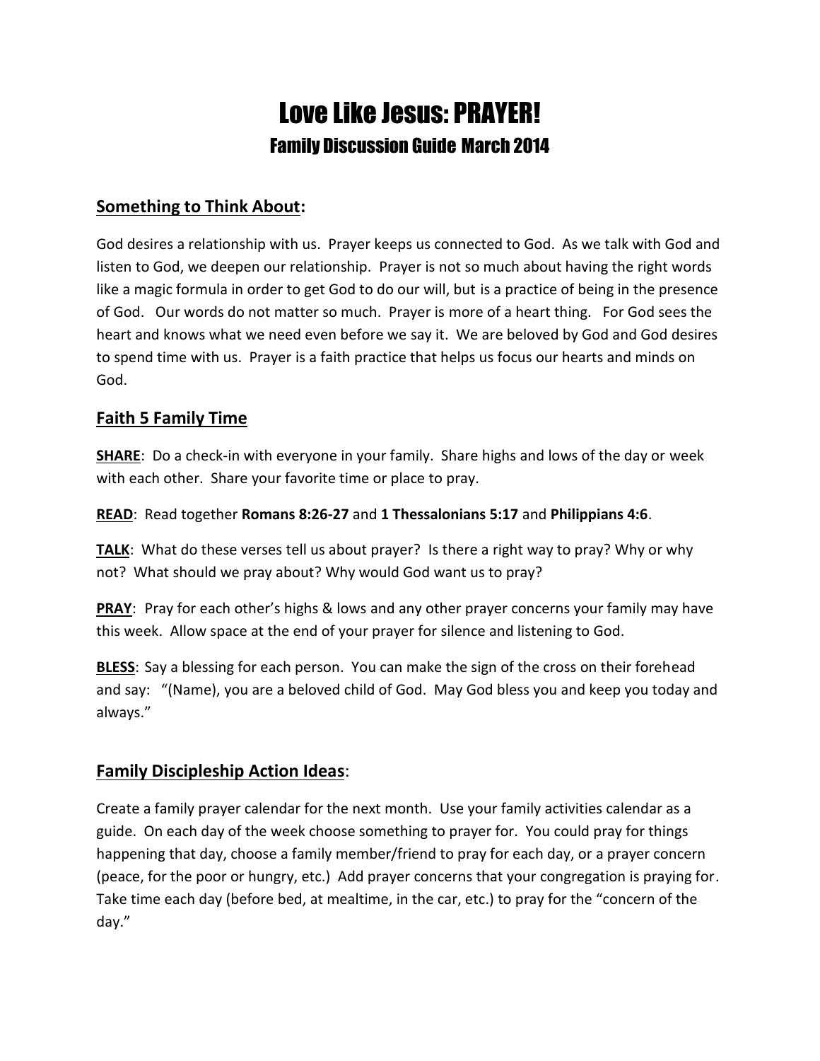# Love Like Jesus: PRAYER!

## Family Discussion Guide March 2014

### Something to Think About:

God desires a relationship with us. Prayer keeps us connected to God. As we talk with God and listen to God, we deepen our relationship. Prayer is not so much about having the right words like a magic formula in order to get God to do our will, but is a practice of being in the presence of God. Our words do not matter so much. Prayer is more of a heart thing. For God sees the heart and knows what we need even before we say it. We are beloved by God and God desires to spend time with us. Prayer is a faith practice that helps us focus our hearts and minds on God.

### Faith 5 Family Time

**SHARE**: Do a check-in with everyone in your family. Share highs and lows of the day or week with each other. Share your favorite time or place to pray.

**READ**: Read together **Romans 8:26-27** and **1 Thessalonians 5:17** and **Philippians 4:6**.

**TALK**: What do these verses tell us about prayer? Is there a right way to pray? Why or why not? What should we pray about? Why would God want us to pray?

**PRAY**: Pray for each other's highs & lows and any other prayer concerns your family may have this week. Allow space at the end of your prayer for silence and listening to God.

**BLESS**: Say a blessing for each person. You can make the sign of the cross on their forehead and say: "(Name), you are a beloved child of God. May God bless you and keep you today and always."

### Family Discipleship Action Ideas:

Create a family prayer calendar for the next month. Use your family activities calendar as a guide. On each day of the week choose something to prayer for. You could pray for things happening that day, choose a family member/friend to pray for each day, or a prayer concern (peace, for the poor or hungry, etc.) Add prayer concerns that your congregation is praying for. Take time each day (before bed, at mealtime, in the car, etc.) to pray for the "concern of the day."